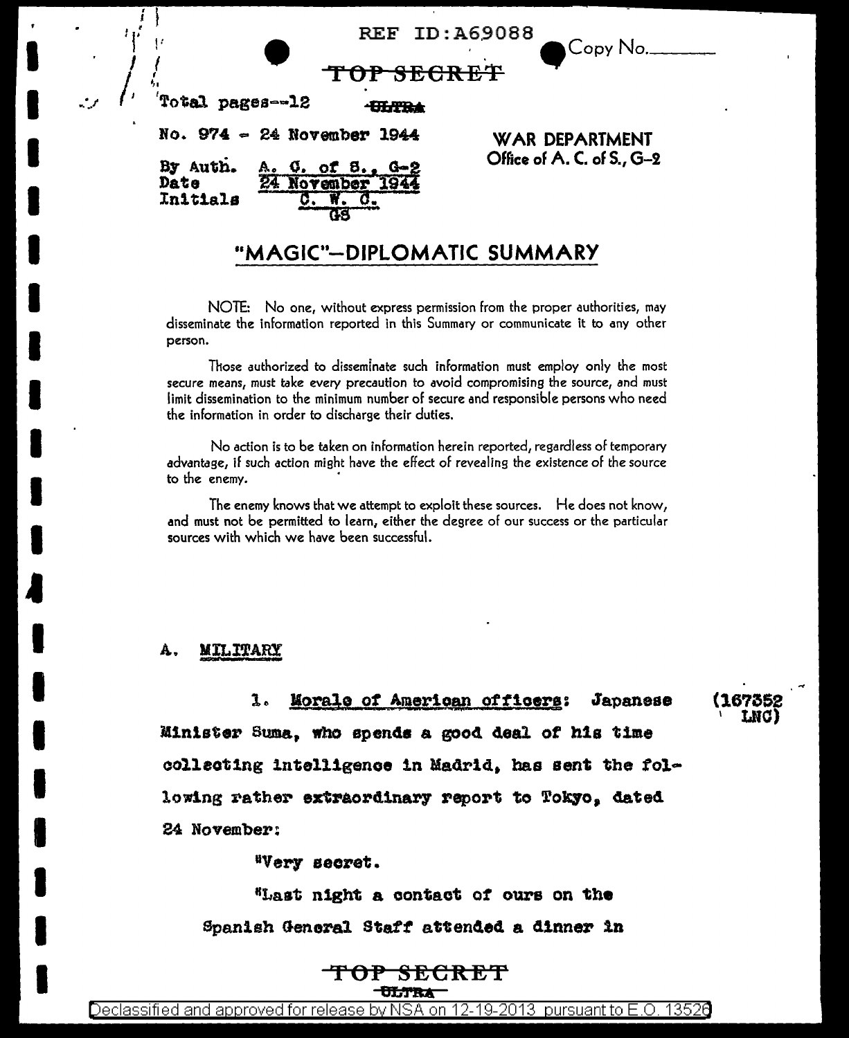REF ID:A69088

Copy No.\_\_\_\_\_\_\_

~~TOP SECRET~~

Total pages--12

~~ULTRA~~

No. 974 - 24 November 1944

By Auth. A. C. of S., G-2
Date 24 November 1944
Initials C. W. C.
GS

WAR DEPARTMENT
Office of A. C. of S., G-2

# "MAGIC"—DIPLOMATIC SUMMARY

NOTE: No one, without express permission from the proper authorities, may disseminate the information reported in this Summary or communicate it to any other person.

Those authorized to disseminate such information must employ only the most secure means, must take every precaution to avoid compromising the source, and must limit dissemination to the minimum number of secure and responsible persons who need the information in order to discharge their duties.

No action is to be taken on information herein reported, regardless of temporary advantage, if such action might have the effect of revealing the existence of the source to the enemy.

The enemy knows that we attempt to exploit these sources. He does not know, and must not be permitted to learn, either the degree of our success or the particular sources with which we have been successful.

## A. MILITARY

1. **Morale of American officers:** Japanese Minister Suma, who spends a good deal of his time collecting intelligence in Madrid, has sent the following rather extraordinary report to Tokyo, dated 24 November: (167352 LNC)

"Very secret.

"Last night a contact of ours on the Spanish General Staff attended a dinner in

~~TOP SECRET~~
~~ULTRA~~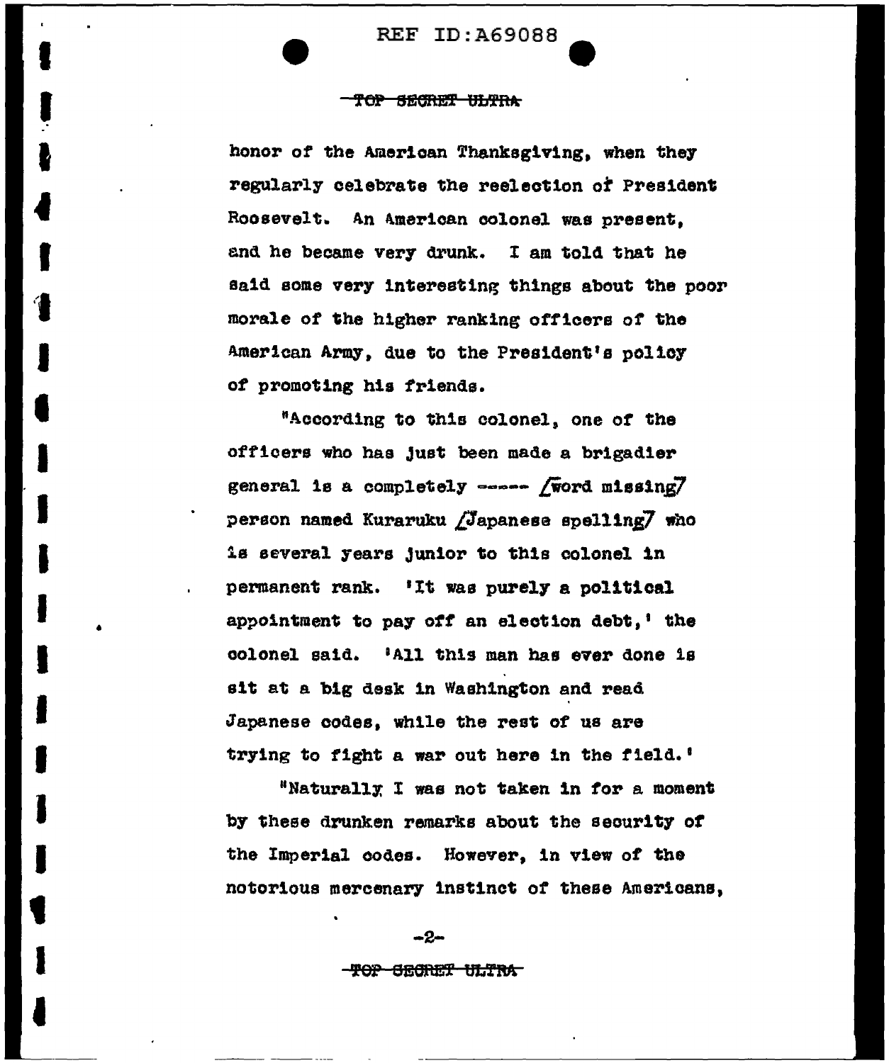honor of the American Thanksgiving, when they regularly celebrate the reelection of President Roosevelt. An American colonel was present, and he became very drunk. I am told that he said some very interesting things about the poor morale of the higher ranking officers of the American Army, due to the President's policy of promoting his friends.

"According to this colonel, one of the officers who has just been made a brigadier general is a completely ----- [word missing] person named Kuraruku [Japanese spelling] who is several years junior to this colonel in permanent rank. 'It was purely a political appointment to pay off an election debt,' the colonel said. 'All this man has ever done is sit at a big desk in Washington and read Japanese codes, while the rest of us are trying to fight a war out here in the field.'

"Naturally I was not taken in for a moment by these drunken remarks about the security of the Imperial codes. However, in view of the notorious mercenary instinct of these Americans,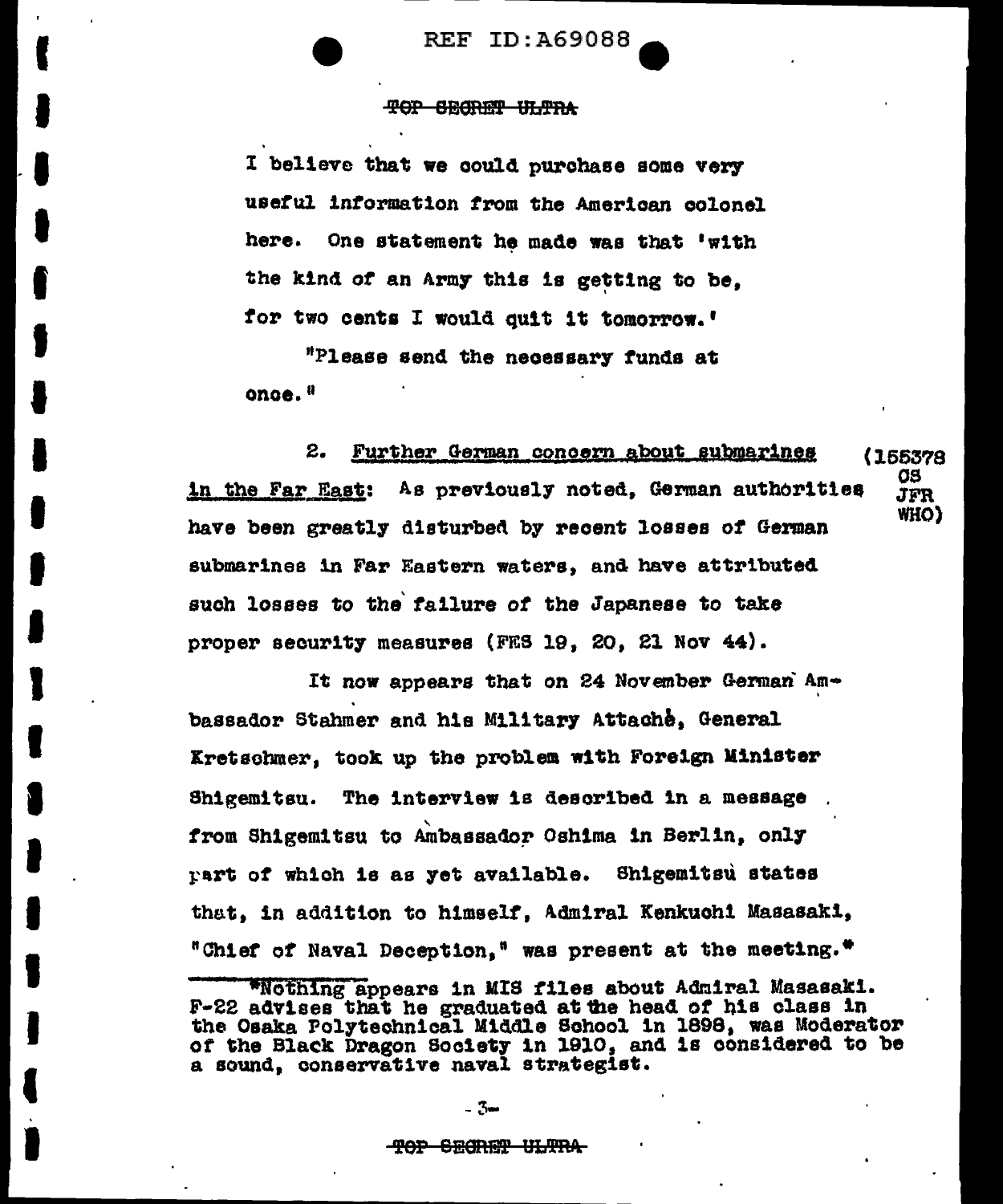REF ID:A69088

~~TOP SECRET ULTRA~~

I believe that we could purchase some very useful information from the American colonel here. One statement he made was that 'with the kind of an Army this is getting to be, for two cents I would quit it tomorrow.'

"Please send the necessary funds at once."

2. Further German concern about submarines in the Far East: As previously noted, German authorities have been greatly disturbed by recent losses of German submarines in Far Eastern waters, and have attributed such losses to the failure of the Japanese to take proper security measures (FES 19, 20, 21 Nov 44). (155378 OS JFR WHO)

It now appears that on 24 November German Ambassador Stahmer and his Military Attaché, General Kretschmer, took up the problem with Foreign Minister Shigemitsu. The interview is described in a message from Shigemitsu to Ambassador Oshima in Berlin, only part of which is as yet available. Shigemitsu states that, in addition to himself, Admiral Kenkuchi Masasaki, "Chief of Naval Deception," was present at the meeting.*

*Nothing appears in MIS files about Admiral Masasaki. F-22 advises that he graduated at the head of his class in the Osaka Polytechnical Middle School in 1898, was Moderator of the Black Dragon Society in 1910, and is considered to be a sound, conservative naval strategist.

~~TOP SECRET ULTRA~~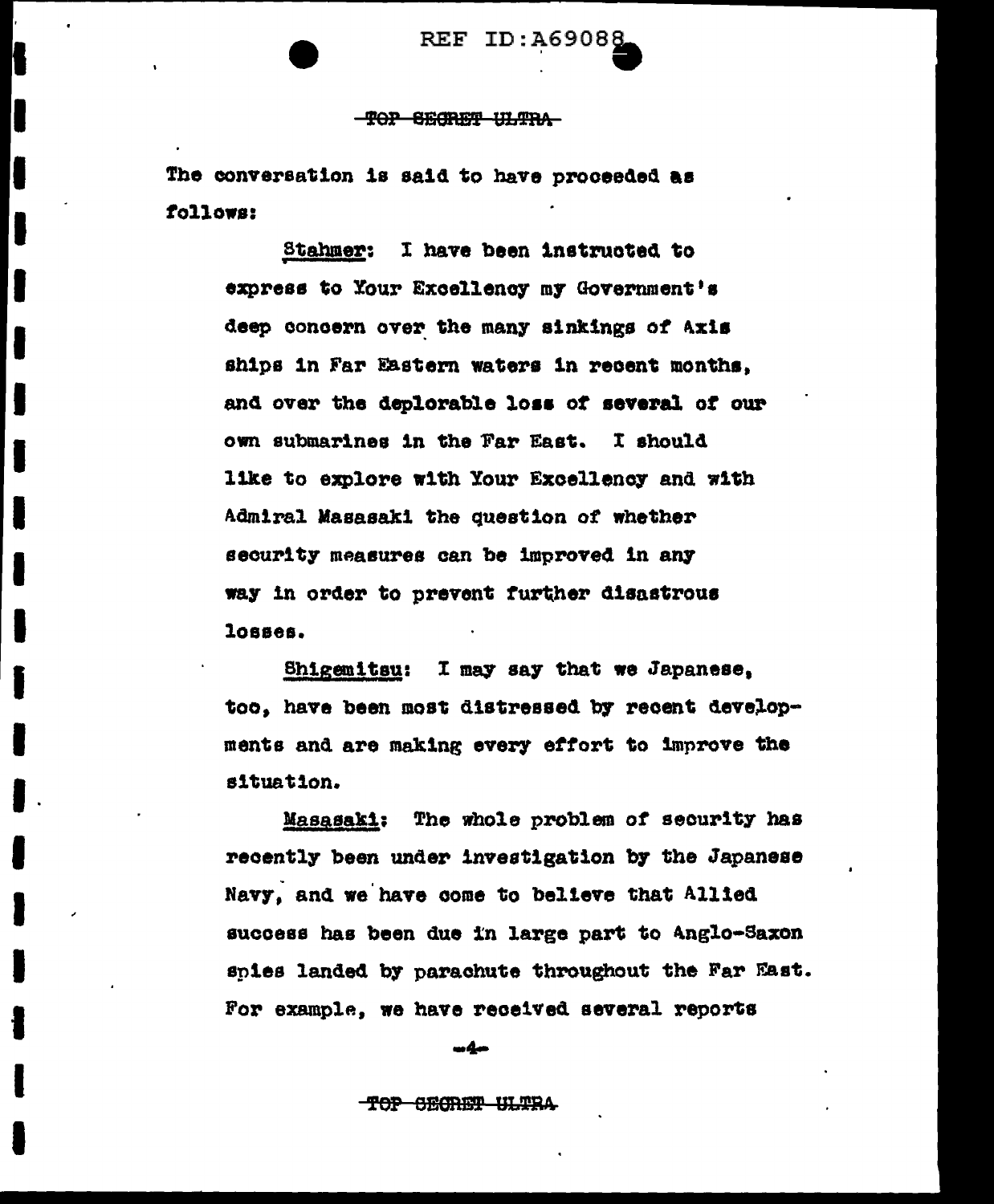The conversation is said to have proceeded as follows:

> Stahmer: I have been instructed to express to Your Excellency my Government's deep concern over the many sinkings of Axis ships in Far Eastern waters in recent months, and over the deplorable loss of several of our own submarines in the Far East. I should like to explore with Your Excellency and with Admiral Masasaki the question of whether security measures can be improved in any way in order to prevent further disastrous losses.
>
> Shigemitsu: I may say that we Japanese, too, have been most distressed by recent developments and are making every effort to improve the situation.
>
> Masasaki: The whole problem of security has recently been under investigation by the Japanese Navy, and we have come to believe that Allied success has been due in large part to Anglo-Saxon spies landed by parachute throughout the Far East. For example, we have received several reports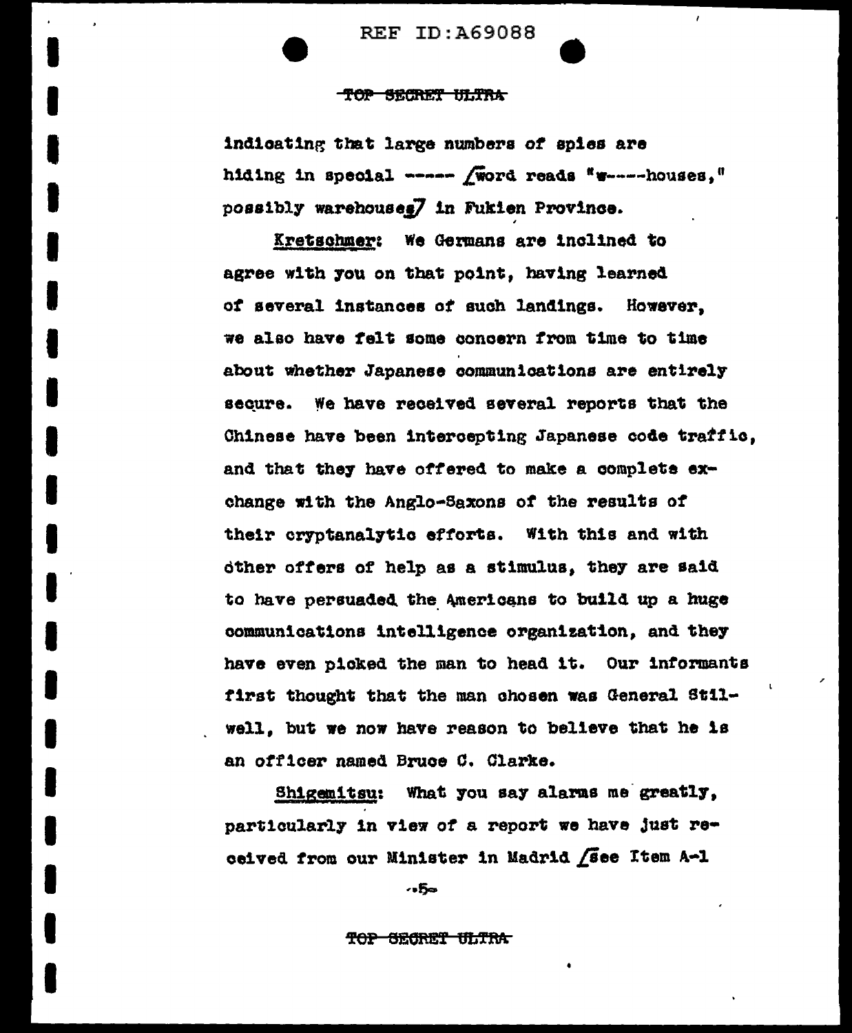indicating that large numbers of spies are hiding in special ----- /word reads "w----houses," possibly warehouses/ in Fukien Province.

<u>Kretschmer</u>: We Germans are inclined to agree with you on that point, having learned of several instances of such landings. However, we also have felt some concern from time to time about whether Japanese communications are entirely secure. We have received several reports that the Chinese have been intercepting Japanese code traffic, and that they have offered to make a complete exchange with the Anglo-Saxons of the results of their cryptanalytic efforts. With this and with other offers of help as a stimulus, they are said to have persuaded the Americans to build up a huge communications intelligence organization, and they have even picked the man to head it. Our informants first thought that the man chosen was General Stilwell, but we now have reason to believe that he is an officer named Bruce C. Clarke.

<u>Shigemitsu</u>: What you say alarms me greatly, particularly in view of a report we have just received from our Minister in Madrid /see Item A-1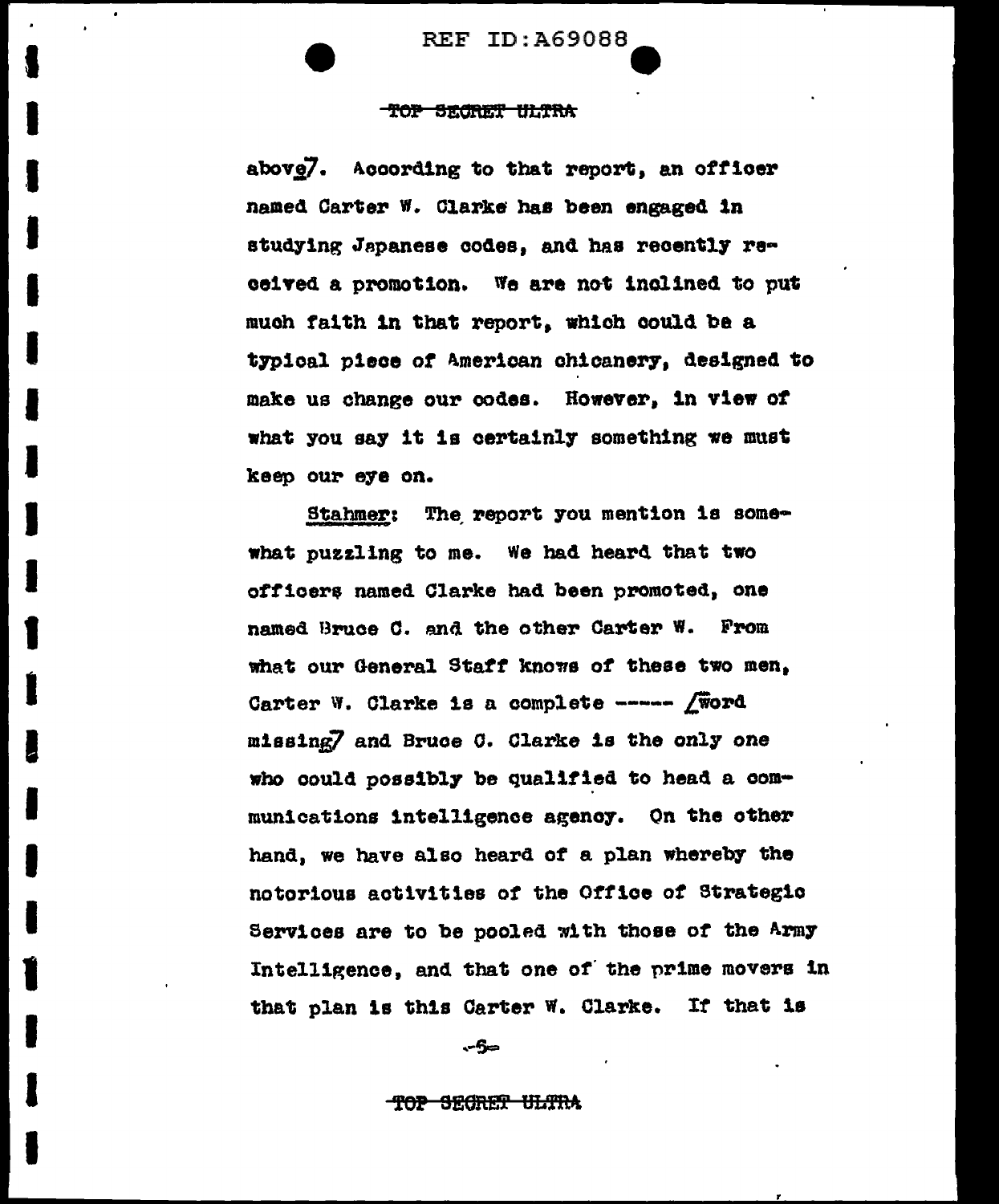above7. According to that report, an officer named Carter W. Clarke has been engaged in studying Japanese codes, and has recently received a promotion. We are not inclined to put much faith in that report, which could be a typical piece of American chicanery, designed to make us change our codes. However, in view of what you say it is certainly something we must keep our eye on.

Stahmer: The report you mention is somewhat puzzling to me. We had heard that two officers named Clarke had been promoted, one named Bruce C. and the other Carter W. From what our General Staff knows of these two men, Carter W. Clarke is a complete ----- /word missing7 and Bruce C. Clarke is the only one who could possibly be qualified to head a communications intelligence agency. On the other hand, we have also heard of a plan whereby the notorious activities of the Office of Strategic Services are to be pooled with those of the Army Intelligence, and that one of the prime movers in that plan is this Carter W. Clarke. If that is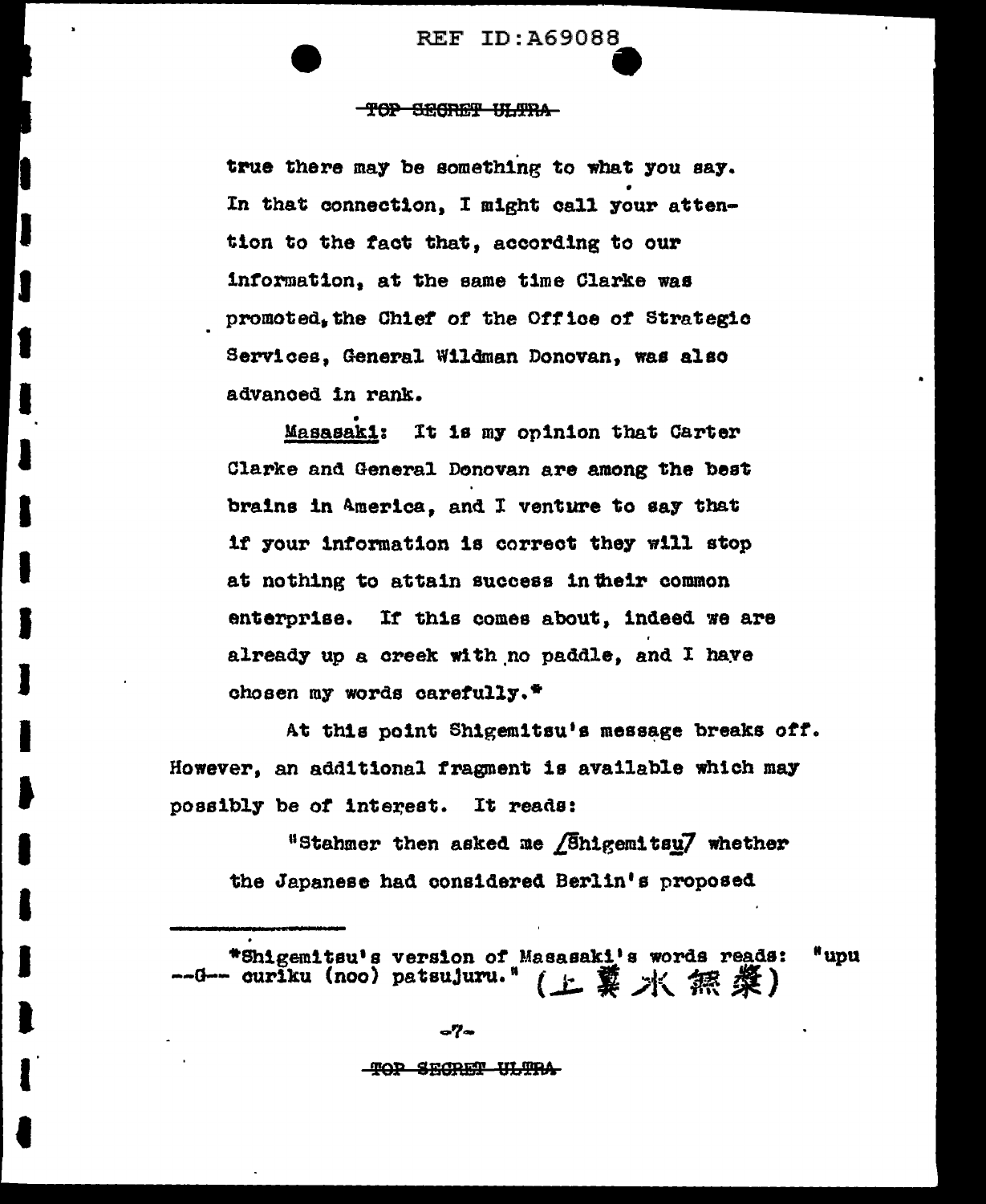true there may be something to what you say. In that connection, I might call your attention to the fact that, according to our information, at the same time Clarke was promoted, the Chief of the Office of Strategic Services, General Wildman Donovan, was also advanced in rank.

Masasaki: It is my opinion that Carter Clarke and General Donovan are among the best brains in America, and I venture to say that if your information is correct they will stop at nothing to attain success in their common enterprise. If this comes about, indeed we are already up a creek with no paddle, and I have chosen my words carefully.*

At this point Shigemitsu's message breaks off. However, an additional fragment is available which may possibly be of interest. It reads:

"Stahmer then asked me [Shigemitsu] whether the Japanese had considered Berlin's proposed

---

*Shigemitsu's version of Masasaki's words reads: "upu --G-- curiku (noo) patsujuru." (上糞水無槳)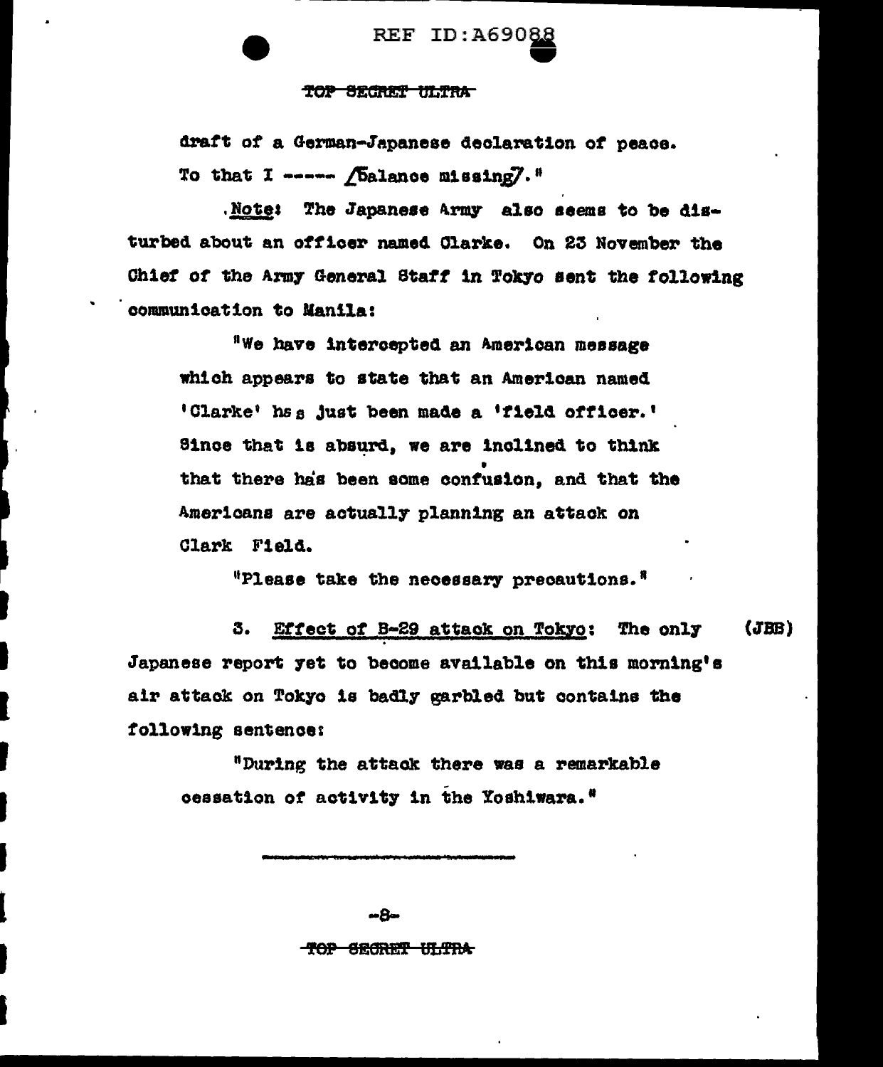draft of a German-Japanese declaration of peace. To that I ----- [Balance missing]."

.Note: The Japanese Army also seems to be disturbed about an officer named Clarke. On 23 November the Chief of the Army General Staff in Tokyo sent the following communication to Manila:

"We have intercepted an American message which appears to state that an American named 'Clarke' has just been made a 'field officer.' Since that is absurd, we are inclined to think that there has been some confusion, and that the Americans are actually planning an attack on Clark Field.

"Please take the necessary precautions."

3. Effect of B-29 attack on Tokyo: The only (JBB) Japanese report yet to become available on this morning's air attack on Tokyo is badly garbled but contains the following sentence:

"During the attack there was a remarkable cessation of activity in the Yoshiwara."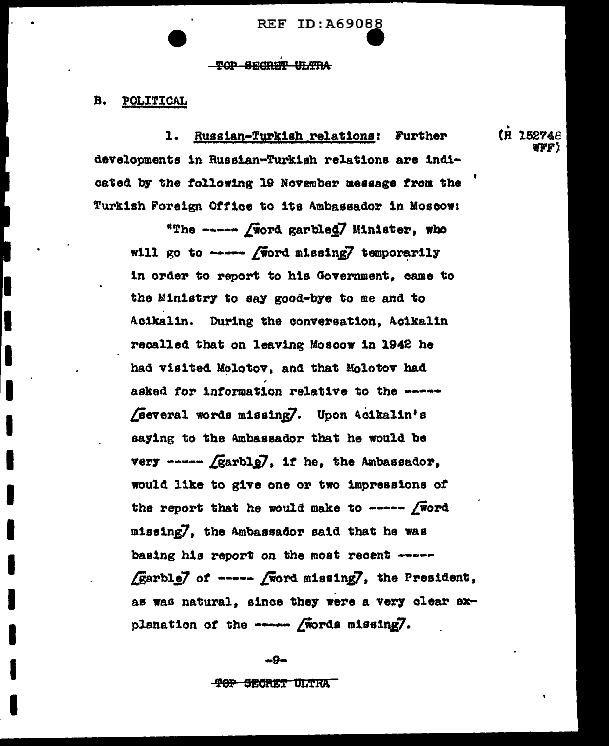TOP SECRET ULTRA

## B. POLITICAL

1. Russian-Turkish relations: Further developments in Russian-Turkish relations are indicated by the following 19 November message from the Turkish Foreign Office to its Ambassador in Moscow: (H 152748 WFF)

> "The ----- [word garbled] Minister, who will go to ----- [word missing] temporarily in order to report to his Government, came to the Ministry to say good-bye to me and to Acikalin. During the conversation, Acikalin recalled that on leaving Moscow in 1942 he had visited Molotov, and that Molotov had asked for information relative to the ----- [several words missing]. Upon Acikalin's saying to the Ambassador that he would be very ----- [garble], if he, the Ambassador, would like to give one or two impressions of the report that he would make to ----- [word missing], the Ambassador said that he was basing his report on the most recent ----- [garble] of ----- [word missing], the President, as was natural, since they were a very clear explanation of the ----- [words missing].

TOP SECRET ULTRA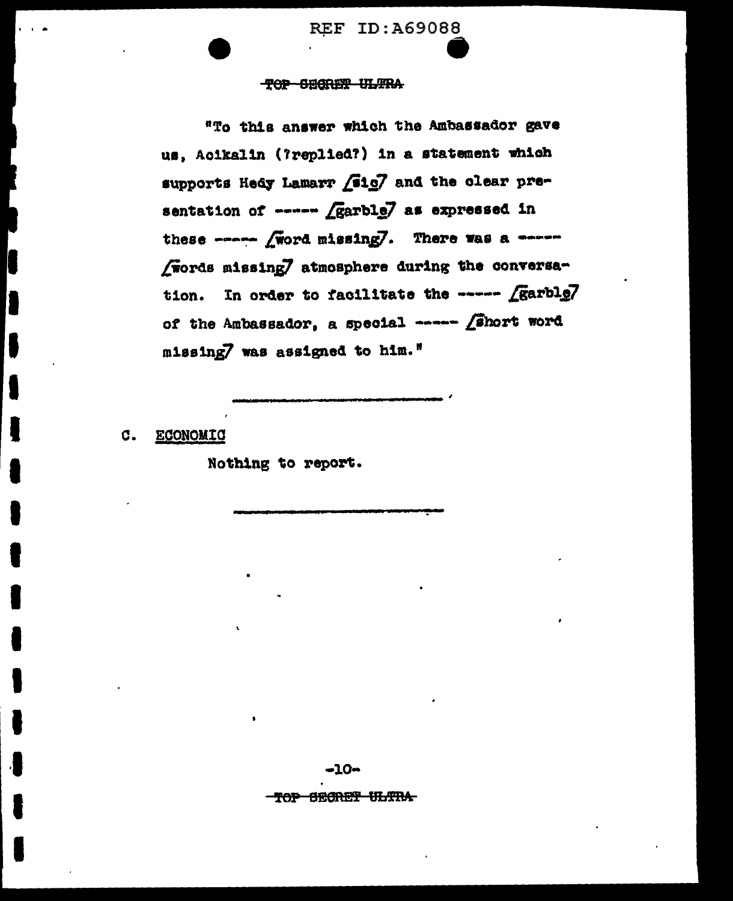"To this answer which the Ambassador gave us, Acikalin (?replied?) in a statement which supports Hedy Lamarr [sic] and the clear presentation of ----- [garble] as expressed in these ----- [word missing]. There was a ----- [words missing] atmosphere during the conversation. In order to facilitate the ----- [garble] of the Ambassador, a special ----- [short word missing] was assigned to him."

---

C. ECONOMIC

Nothing to report.

---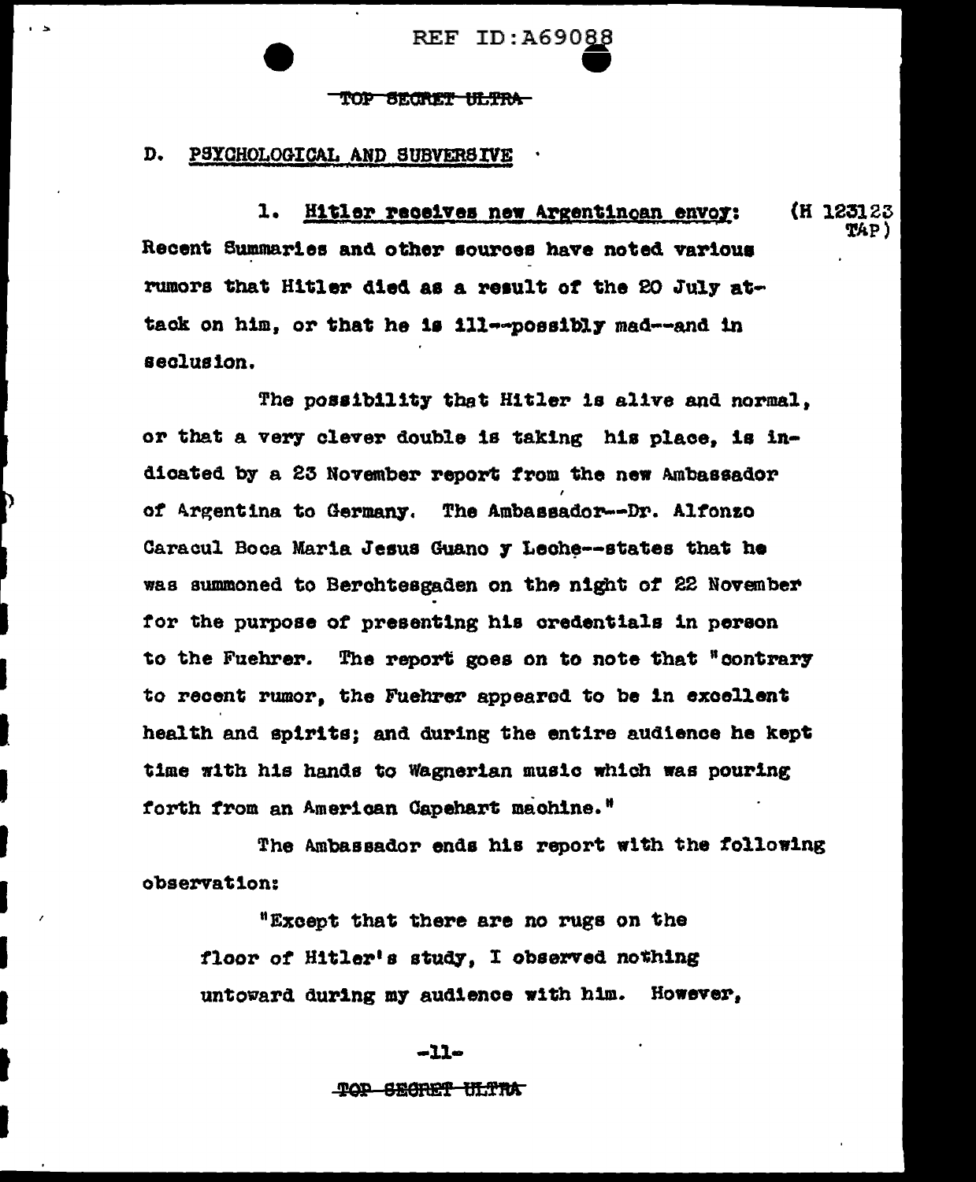REF ID:A69088

~~TOP SECRET ULTRA~~

D. PSYCHOLOGICAL AND SUBVERSIVE

1. Hitler receives new Argentincan envoy: (H 123123 TAP)
Recent Summaries and other sources have noted various rumors that Hitler died as a result of the 20 July attack on him, or that he is ill--possibly mad--and in seclusion.

The possibility that Hitler is alive and normal, or that a very clever double is taking his place, is indicated by a 23 November report from the new Ambassador of Argentina to Germany. The Ambassador--Dr. Alfonzo Caracul Boca Maria Jesus Guano y Leche--states that he was summoned to Berchtesgaden on the night of 22 November for the purpose of presenting his credentials in person to the Fuehrer. The report goes on to note that "contrary to recent rumor, the Fuehrer appeared to be in excellent health and spirits; and during the entire audience he kept time with his hands to Wagnerian music which was pouring forth from an American Capehart machine."

The Ambassador ends his report with the following observation:

> "Except that there are no rugs on the floor of Hitler's study, I observed nothing untoward during my audience with him. However,

~~TOP SECRET ULTRA~~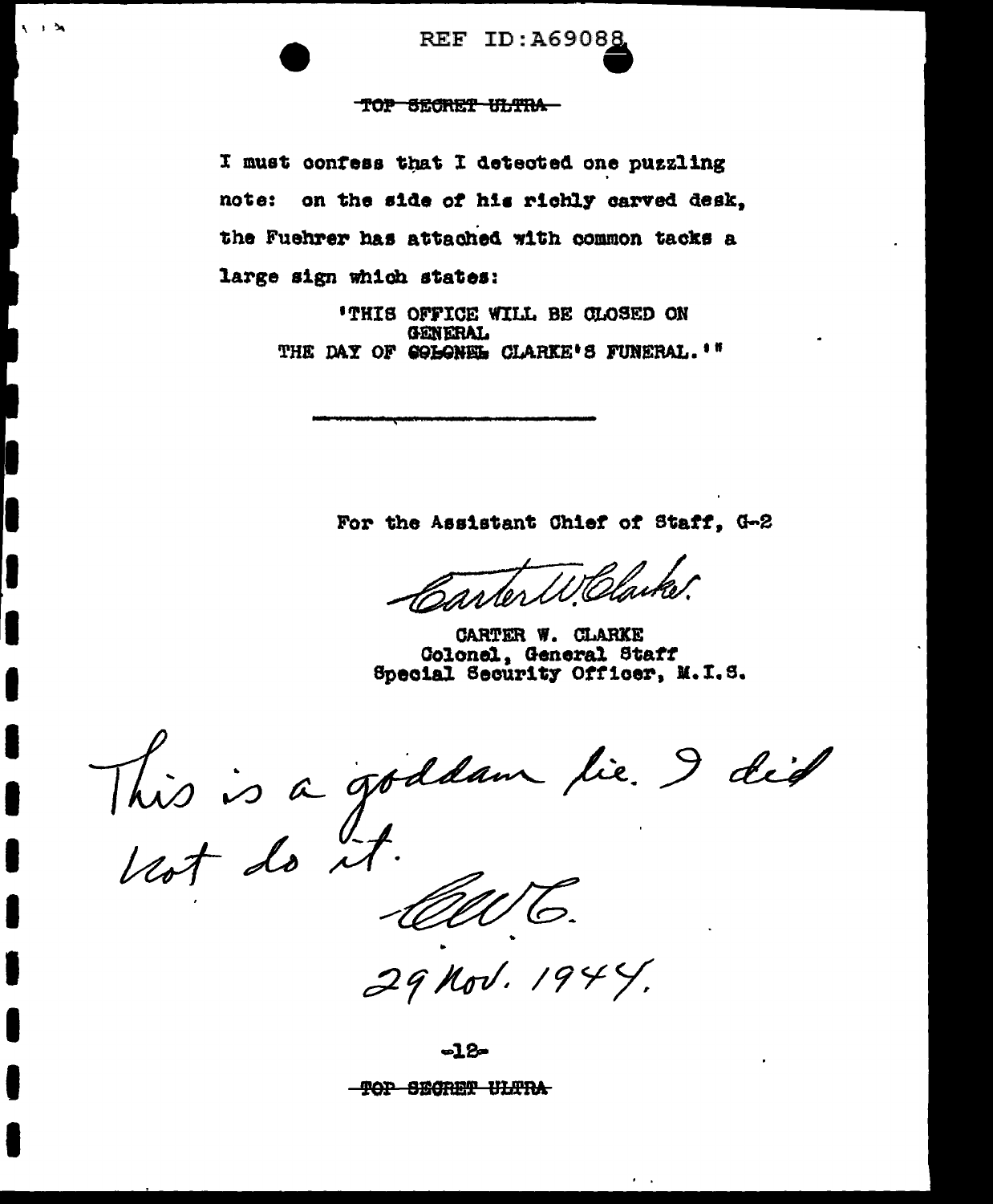REF ID:A69088

~~TOP SECRET ULTRA~~

I must confess that I detected one puzzling note: on the side of his richly carved desk, the Fuehrer has attached with common tacks a large sign which states:

'THIS OFFICE WILL BE CLOSED ON THE DAY OF ~~COLONEL~~ GENERAL CLARKE'S FUNERAL.'"

---

For the Assistant Chief of Staff, G-2

Carter W. Clarke

CARTER W. CLARKE
Colonel, General Staff
Special Security Officer, M.I.S.

This is a goddam lie. I did not do it.

CWC.

29 Nov. 1944.

~~TOP SECRET ULTRA~~